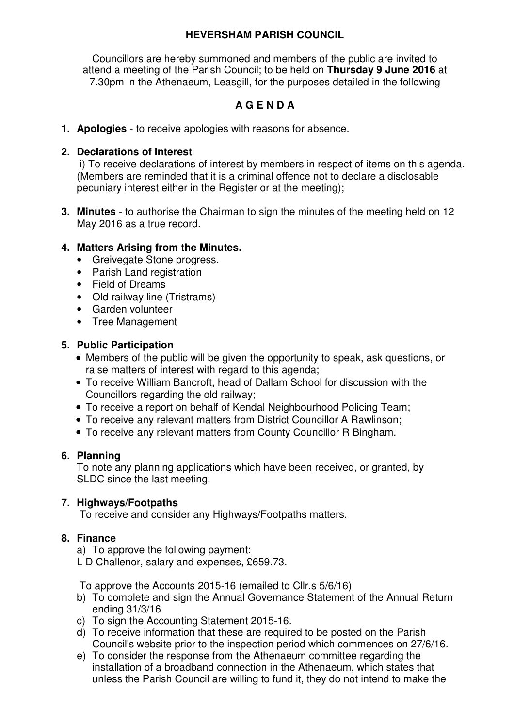# HEVERSHAM PARISH COUNCIL

Councillors are hereby summoned and members of the public are invited to attend a meeting of the Parish Council; to be held on **Thursday 9 June 2016** at 7.30pm in the Athenaeum, Leasgill, for the purposes detailed in the following

## A G E N D A

1. **Apologies** - to receive apologies with reasons for absence.

2. **Declarations of Interest**
   i) To receive declarations of interest by members in respect of items on this agenda. (Members are reminded that it is a criminal offence not to declare a disclosable pecuniary interest either in the Register or at the meeting);

3. **Minutes** - to authorise the Chairman to sign the minutes of the meeting held on 12 May 2016 as a true record.

4. **Matters Arising from the Minutes.**
   - Greivegate Stone progress.
   - Parish Land registration
   - Field of Dreams
   - Old railway line (Tristrams)
   - Garden volunteer
   - Tree Management

5. **Public Participation**
   - Members of the public will be given the opportunity to speak, ask questions, or raise matters of interest with regard to this agenda;
   - To receive William Bancroft, head of Dallam School for discussion with the Councillors regarding the old railway;
   - To receive a report on behalf of Kendal Neighbourhood Policing Team;
   - To receive any relevant matters from District Councillor A Rawlinson;
   - To receive any relevant matters from County Councillor R Bingham.

6. **Planning**
   To note any planning applications which have been received, or granted, by SLDC since the last meeting.

7. **Highways/Footpaths**
   To receive and consider any Highways/Footpaths matters.

8. **Finance**
   a) To approve the following payment:
   L D Challenor, salary and expenses, £659.73.

   To approve the Accounts 2015-16 (emailed to Cllr.s 5/6/16)
   b) To complete and sign the Annual Governance Statement of the Annual Return ending 31/3/16
   c) To sign the Accounting Statement 2015-16.
   d) To receive information that these are required to be posted on the Parish Council's website prior to the inspection period which commences on 27/6/16.
   e) To consider the response from the Athenaeum committee regarding the installation of a broadband connection in the Athenaeum, which states that unless the Parish Council are willing to fund it, they do not intend to make the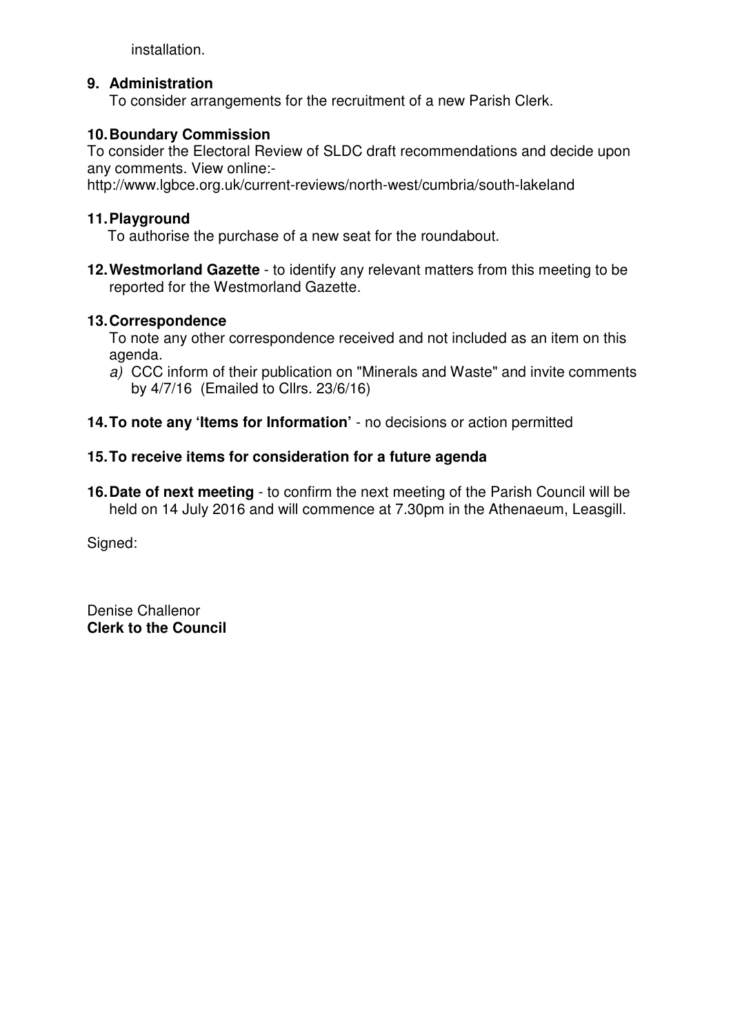installation.

**9. Administration**
To consider arrangements for the recruitment of a new Parish Clerk.

**10. Boundary Commission**
To consider the Electoral Review of SLDC draft recommendations and decide upon any comments. View online:-
http://www.lgbce.org.uk/current-reviews/north-west/cumbria/south-lakeland

**11. Playground**
To authorise the purchase of a new seat for the roundabout.

**12. Westmorland Gazette** - to identify any relevant matters from this meeting to be reported for the Westmorland Gazette.

**13. Correspondence**
To note any other correspondence received and not included as an item on this agenda.

*a)* CCC inform of their publication on "Minerals and Waste" and invite comments by 4/7/16 (Emailed to Cllrs. 23/6/16)

**14. To note any 'Items for Information'** - no decisions or action permitted

**15. To receive items for consideration for a future agenda**

**16. Date of next meeting** - to confirm the next meeting of the Parish Council will be held on 14 July 2016 and will commence at 7.30pm in the Athenaeum, Leasgill.

Signed:

Denise Challenor
**Clerk to the Council**